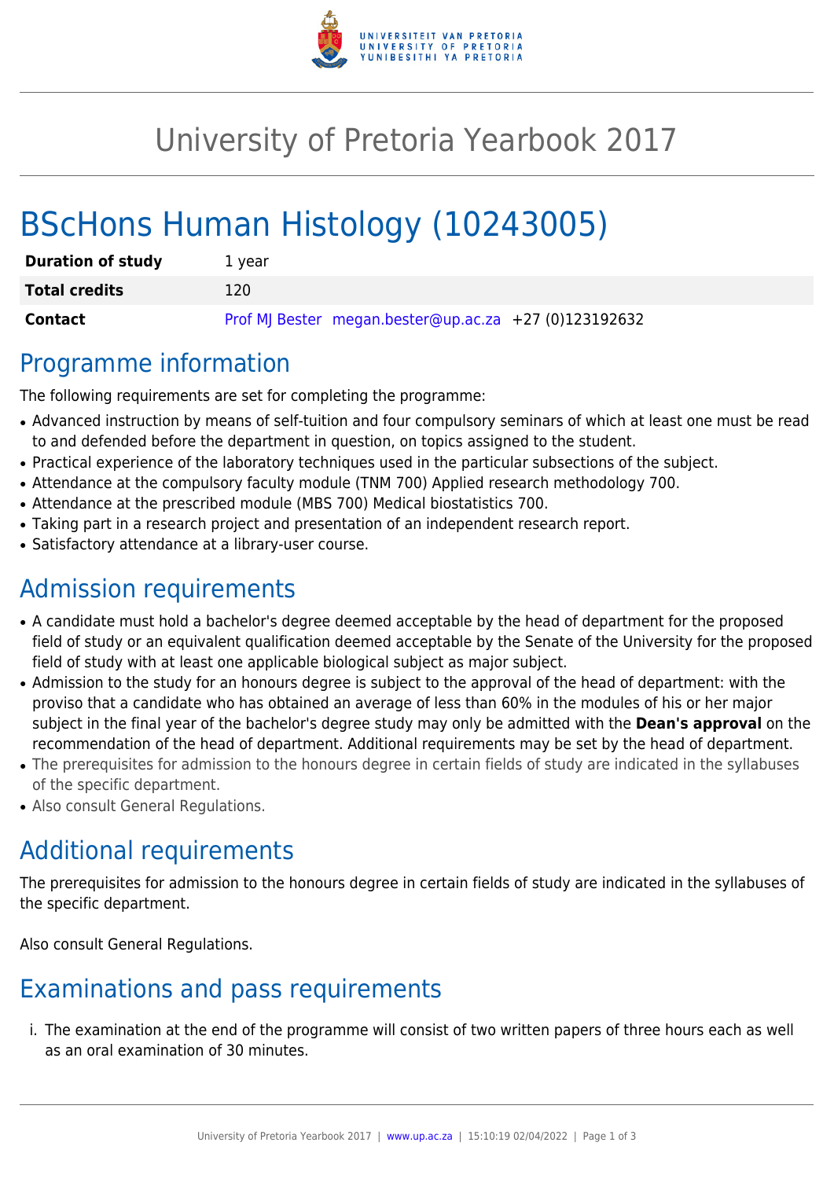# University of Pretoria Yearbook 2017

# BScHons Human Histology (10243005)

| | |
|---|---|
| **Duration of study** | 1 year |
| **Total credits** | 120 |
| **Contact** | Prof MJ Bester megan.bester@up.ac.za +27 (0)123192632 |

## Programme information

The following requirements are set for completing the programme:

- Advanced instruction by means of self-tuition and four compulsory seminars of which at least one must be read to and defended before the department in question, on topics assigned to the student.
- Practical experience of the laboratory techniques used in the particular subsections of the subject.
- Attendance at the compulsory faculty module (TNM 700) Applied research methodology 700.
- Attendance at the prescribed module (MBS 700) Medical biostatistics 700.
- Taking part in a research project and presentation of an independent research report.
- Satisfactory attendance at a library-user course.

## Admission requirements

- A candidate must hold a bachelor's degree deemed acceptable by the head of department for the proposed field of study or an equivalent qualification deemed acceptable by the Senate of the University for the proposed field of study with at least one applicable biological subject as major subject.
- Admission to the study for an honours degree is subject to the approval of the head of department: with the proviso that a candidate who has obtained an average of less than 60% in the modules of his or her major subject in the final year of the bachelor's degree study may only be admitted with the **Dean's approval** on the recommendation of the head of department. Additional requirements may be set by the head of department.
- The prerequisites for admission to the honours degree in certain fields of study are indicated in the syllabuses of the specific department.
- Also consult General Regulations.

## Additional requirements

The prerequisites for admission to the honours degree in certain fields of study are indicated in the syllabuses of the specific department.

Also consult General Regulations.

## Examinations and pass requirements

i. The examination at the end of the programme will consist of two written papers of three hours each as well as an oral examination of 30 minutes.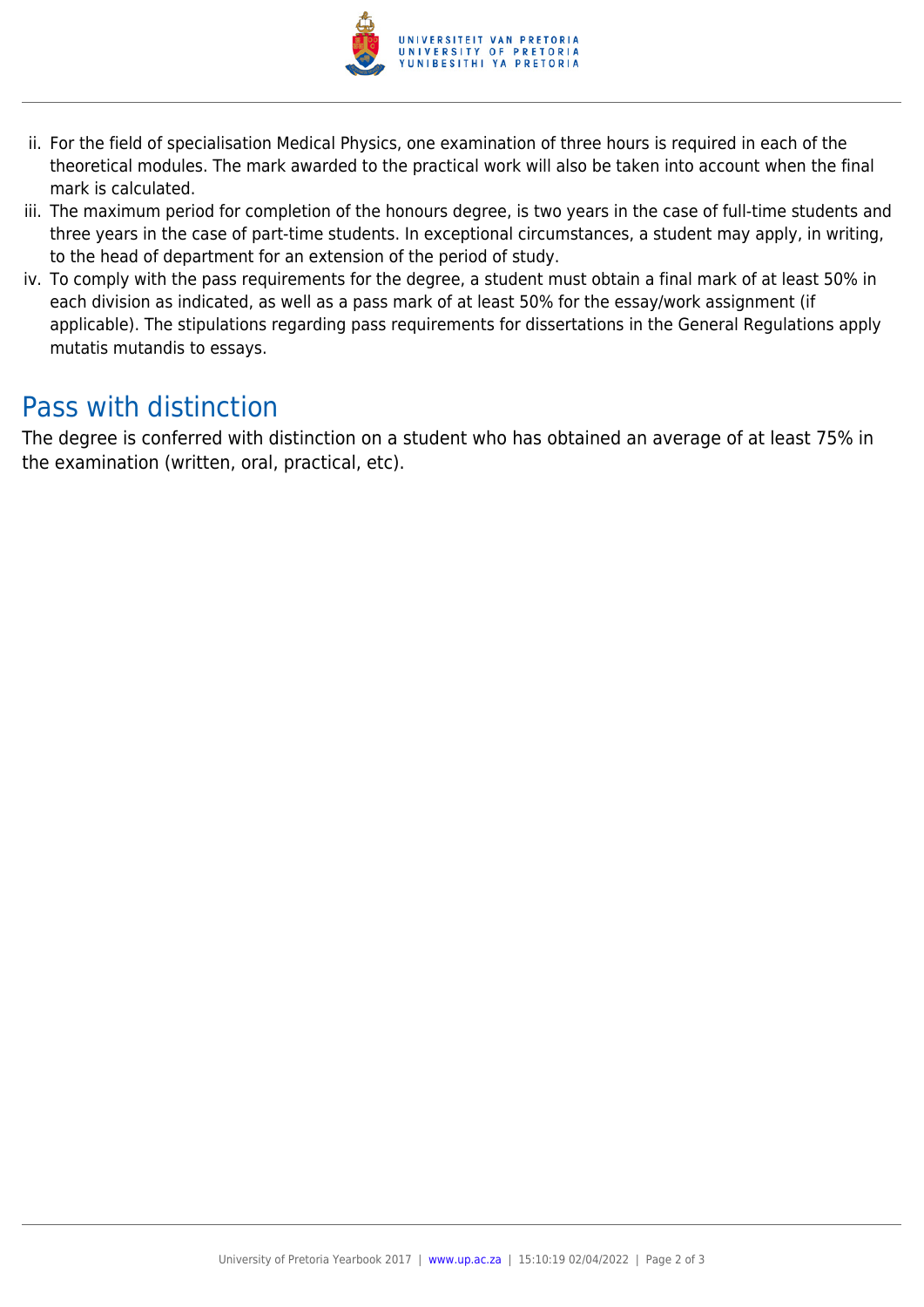ii. For the field of specialisation Medical Physics, one examination of three hours is required in each of the theoretical modules. The mark awarded to the practical work will also be taken into account when the final mark is calculated.
iii. The maximum period for completion of the honours degree, is two years in the case of full-time students and three years in the case of part-time students. In exceptional circumstances, a student may apply, in writing, to the head of department for an extension of the period of study.
iv. To comply with the pass requirements for the degree, a student must obtain a final mark of at least 50% in each division as indicated, as well as a pass mark of at least 50% for the essay/work assignment (if applicable). The stipulations regarding pass requirements for dissertations in the General Regulations apply mutatis mutandis to essays.

## Pass with distinction

The degree is conferred with distinction on a student who has obtained an average of at least 75% in the examination (written, oral, practical, etc).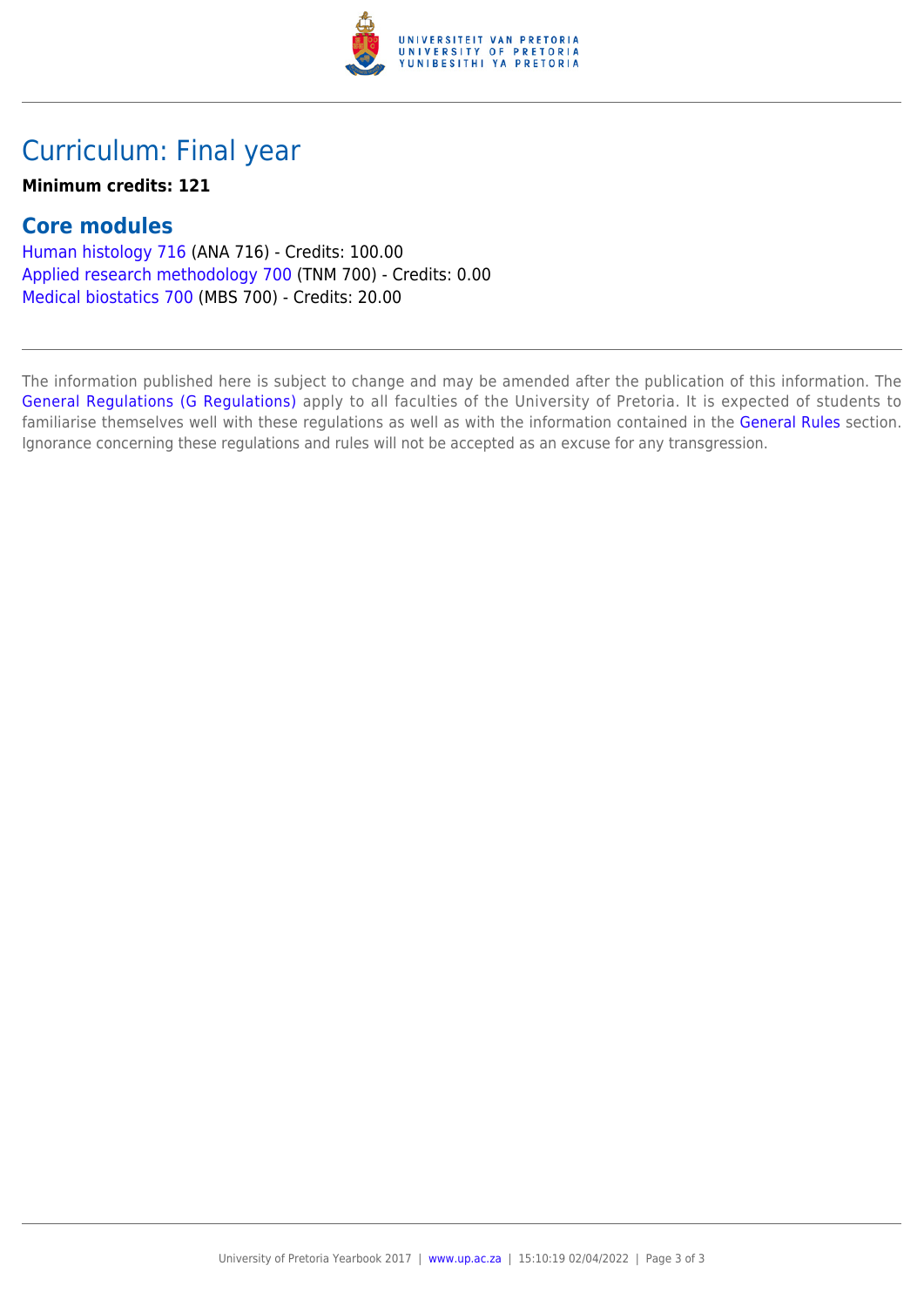## Curriculum: Final year

**Minimum credits: 121**

### Core modules

Human histology 716 (ANA 716) - Credits: 100.00
Applied research methodology 700 (TNM 700) - Credits: 0.00
Medical biostatics 700 (MBS 700) - Credits: 20.00

The information published here is subject to change and may be amended after the publication of this information. The General Regulations (G Regulations) apply to all faculties of the University of Pretoria. It is expected of students to familiarise themselves well with these regulations as well as with the information contained in the General Rules section. Ignorance concerning these regulations and rules will not be accepted as an excuse for any transgression.